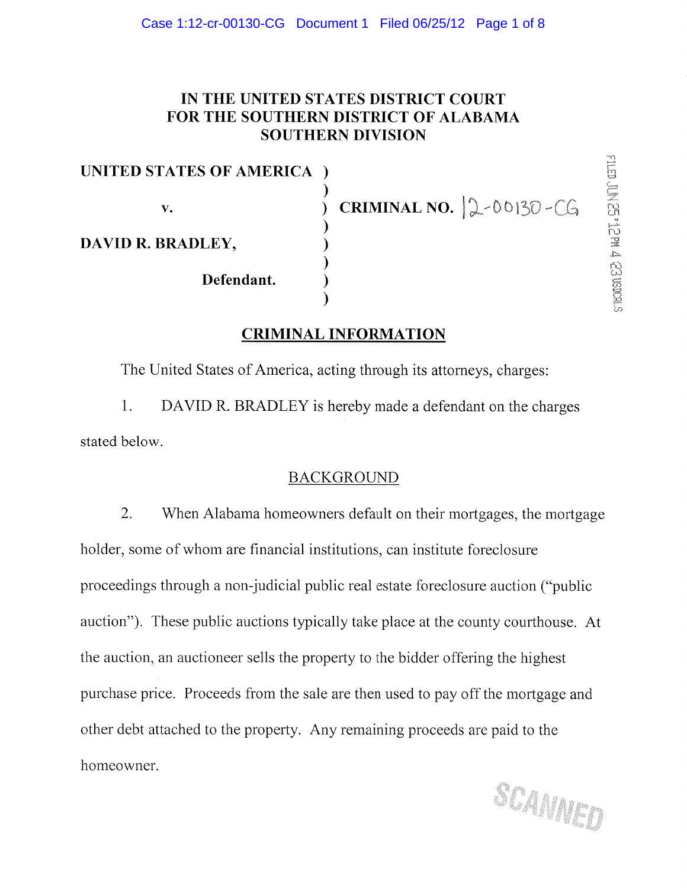# IN THE UNITED STATES DISTRICT COURT FOR THE SOUTHERN DISTRICT OF ALABAMA SOUTHERN DIVISION

| | | |
|---|---|---|
| **UNITED STATES OF AMERICA** | ) | |
| | ) | |
| **v.** | ) | **CRIMINAL NO.** 12-00130-CG |
| | ) | |
| **DAVID R. BRADLEY,** | ) | |
| | ) | |
| **Defendant.** | ) | |
| | ) | |

FILED JUN 25 '12 PM 4:23 USDCALS

## CRIMINAL INFORMATION

The United States of America, acting through its attorneys, charges:

1. DAVID R. BRADLEY is hereby made a defendant on the charges stated below.

### BACKGROUND

2. When Alabama homeowners default on their mortgages, the mortgage holder, some of whom are financial institutions, can institute foreclosure proceedings through a non-judicial public real estate foreclosure auction ("public auction"). These public auctions typically take place at the county courthouse. At the auction, an auctioneer sells the property to the bidder offering the highest purchase price. Proceeds from the sale are then used to pay off the mortgage and other debt attached to the property. Any remaining proceeds are paid to the homeowner.

SCANNED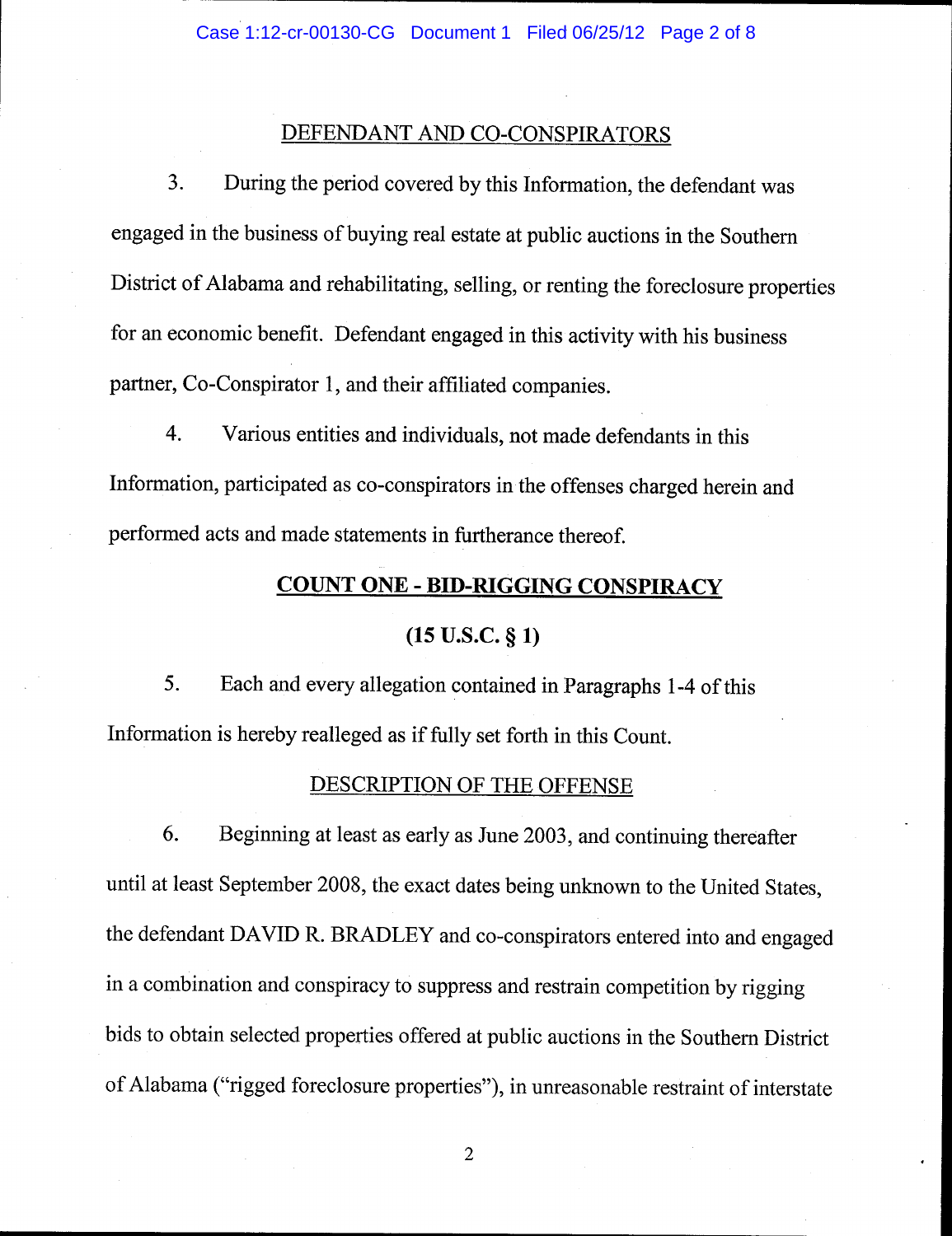## DEFENDANT AND CO-CONSPIRATORS

3. During the period covered by this Information, the defendant was engaged in the business of buying real estate at public auctions in the Southern District of Alabama and rehabilitating, selling, or renting the foreclosure properties for an economic benefit. Defendant engaged in this activity with his business partner, Co-Conspirator 1, and their affiliated companies.

4. Various entities and individuals, not made defendants in this Information, participated as co-conspirators in the offenses charged herein and performed acts and made statements in furtherance thereof.

## COUNT ONE - BID-RIGGING CONSPIRACY

### (15 U.S.C. § 1)

5. Each and every allegation contained in Paragraphs 1-4 of this Information is hereby realleged as if fully set forth in this Count.

## DESCRIPTION OF THE OFFENSE

6. Beginning at least as early as June 2003, and continuing thereafter until at least September 2008, the exact dates being unknown to the United States, the defendant DAVID R. BRADLEY and co-conspirators entered into and engaged in a combination and conspiracy to suppress and restrain competition by rigging bids to obtain selected properties offered at public auctions in the Southern District of Alabama ("rigged foreclosure properties"), in unreasonable restraint of interstate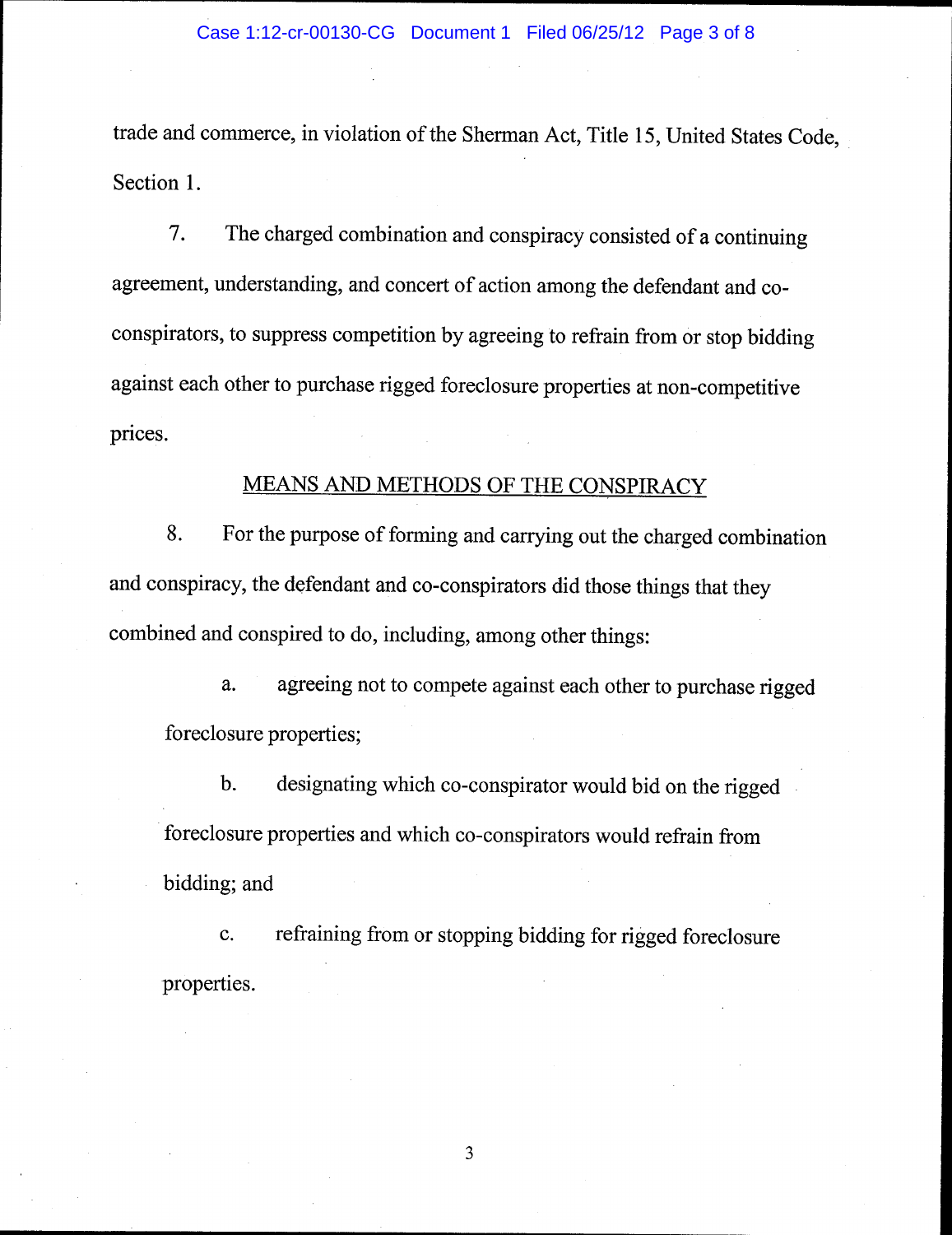trade and commerce, in violation of the Sherman Act, Title 15, United States Code, Section 1.

7. The charged combination and conspiracy consisted of a continuing agreement, understanding, and concert of action among the defendant and co-conspirators, to suppress competition by agreeing to refrain from or stop bidding against each other to purchase rigged foreclosure properties at non-competitive prices.

## MEANS AND METHODS OF THE CONSPIRACY

8. For the purpose of forming and carrying out the charged combination and conspiracy, the defendant and co-conspirators did those things that they combined and conspired to do, including, among other things:

   a. agreeing not to compete against each other to purchase rigged foreclosure properties;

   b. designating which co-conspirator would bid on the rigged foreclosure properties and which co-conspirators would refrain from bidding; and

   c. refraining from or stopping bidding for rigged foreclosure properties.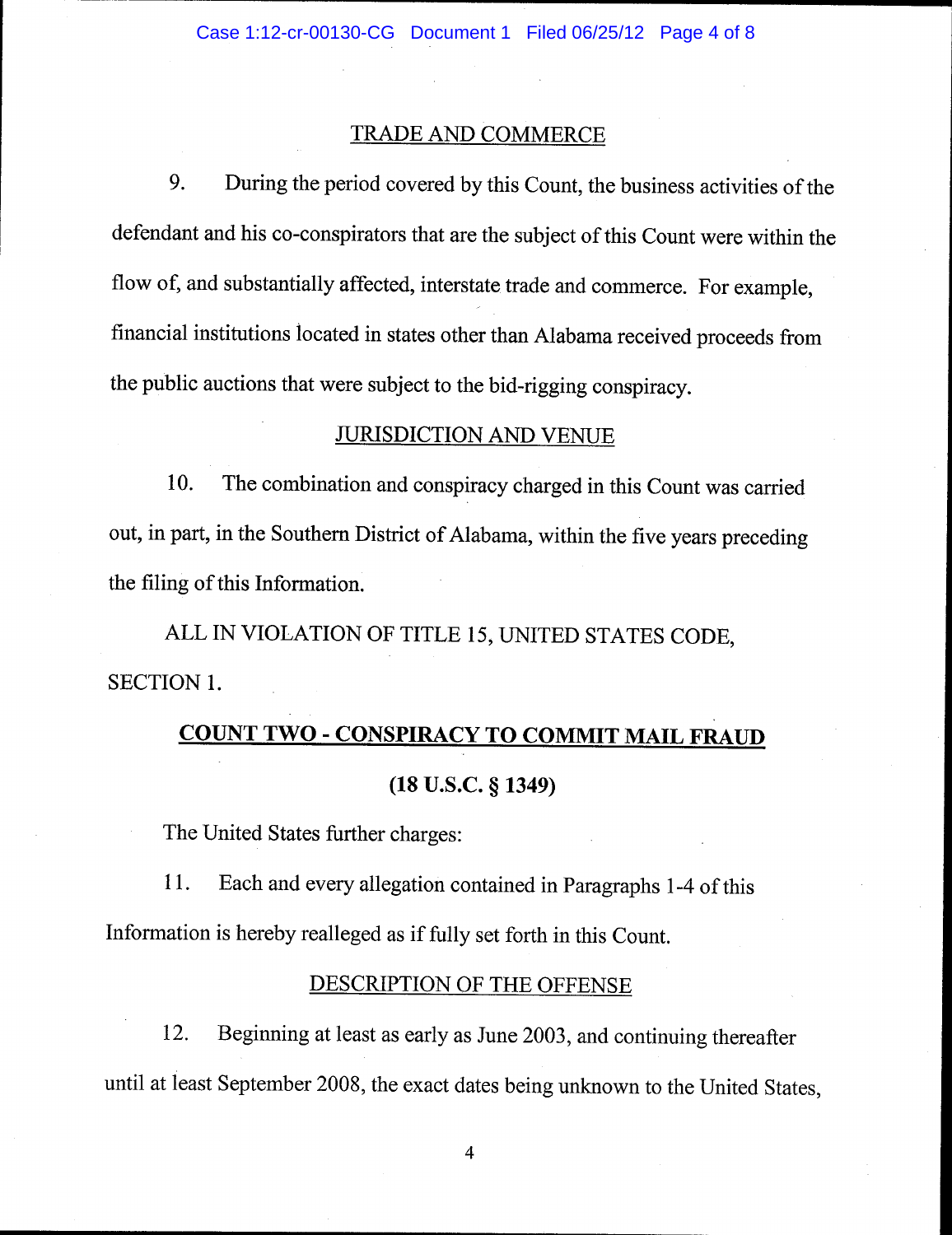## TRADE AND COMMERCE

9. During the period covered by this Count, the business activities of the defendant and his co-conspirators that are the subject of this Count were within the flow of, and substantially affected, interstate trade and commerce. For example, financial institutions located in states other than Alabama received proceeds from the public auctions that were subject to the bid-rigging conspiracy.

## JURISDICTION AND VENUE

10. The combination and conspiracy charged in this Count was carried out, in part, in the Southern District of Alabama, within the five years preceding the filing of this Information.

ALL IN VIOLATION OF TITLE 15, UNITED STATES CODE, SECTION 1.

## COUNT TWO - CONSPIRACY TO COMMIT MAIL FRAUD

**(18 U.S.C. § 1349)**

The United States further charges:

11. Each and every allegation contained in Paragraphs 1-4 of this Information is hereby realleged as if fully set forth in this Count.

## DESCRIPTION OF THE OFFENSE

12. Beginning at least as early as June 2003, and continuing thereafter until at least September 2008, the exact dates being unknown to the United States,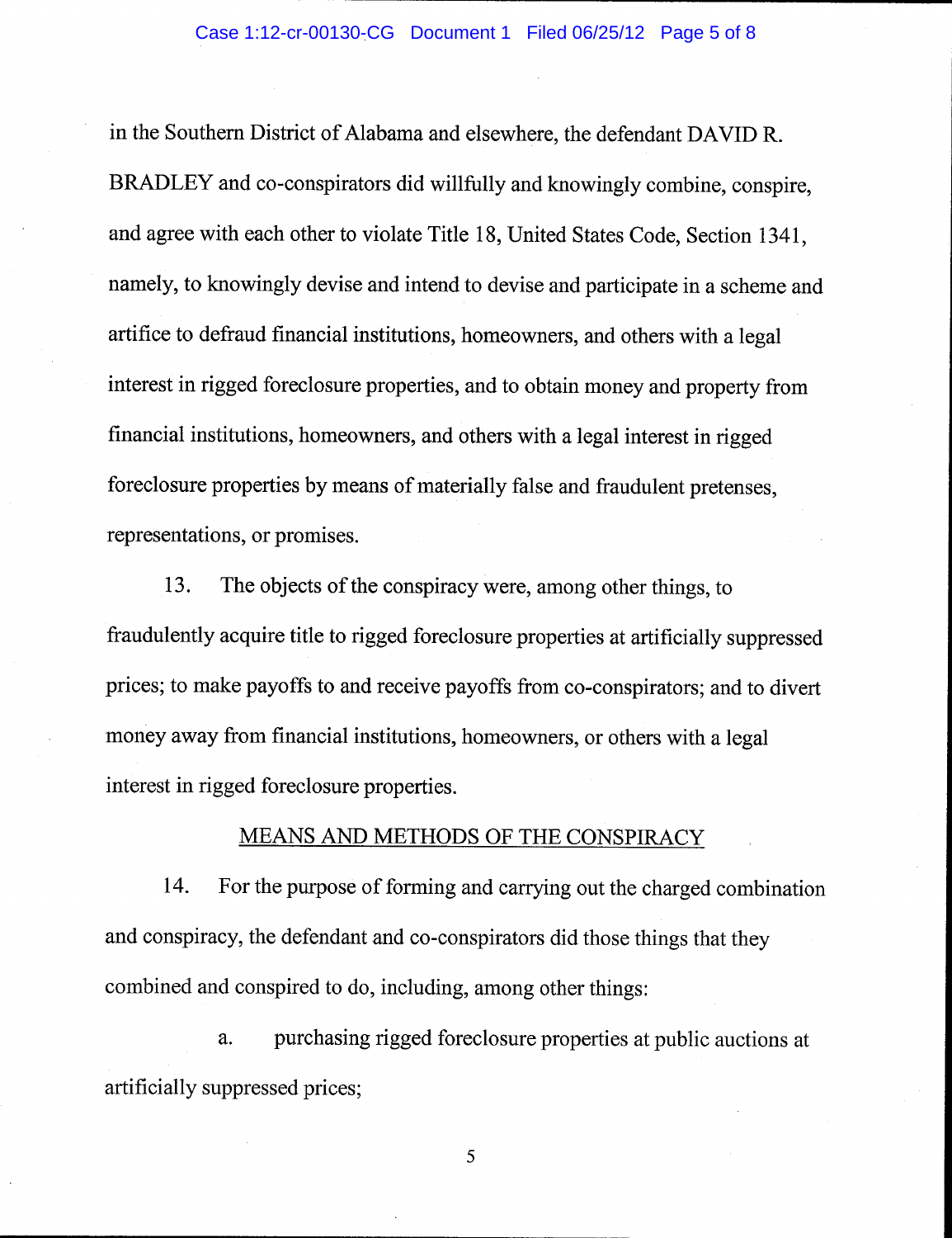in the Southern District of Alabama and elsewhere, the defendant DAVID R. BRADLEY and co-conspirators did willfully and knowingly combine, conspire, and agree with each other to violate Title 18, United States Code, Section 1341, namely, to knowingly devise and intend to devise and participate in a scheme and artifice to defraud financial institutions, homeowners, and others with a legal interest in rigged foreclosure properties, and to obtain money and property from financial institutions, homeowners, and others with a legal interest in rigged foreclosure properties by means of materially false and fraudulent pretenses, representations, or promises.

13. The objects of the conspiracy were, among other things, to fraudulently acquire title to rigged foreclosure properties at artificially suppressed prices; to make payoffs to and receive payoffs from co-conspirators; and to divert money away from financial institutions, homeowners, or others with a legal interest in rigged foreclosure properties.

MEANS AND METHODS OF THE CONSPIRACY

14. For the purpose of forming and carrying out the charged combination and conspiracy, the defendant and co-conspirators did those things that they combined and conspired to do, including, among other things:

a. purchasing rigged foreclosure properties at public auctions at artificially suppressed prices;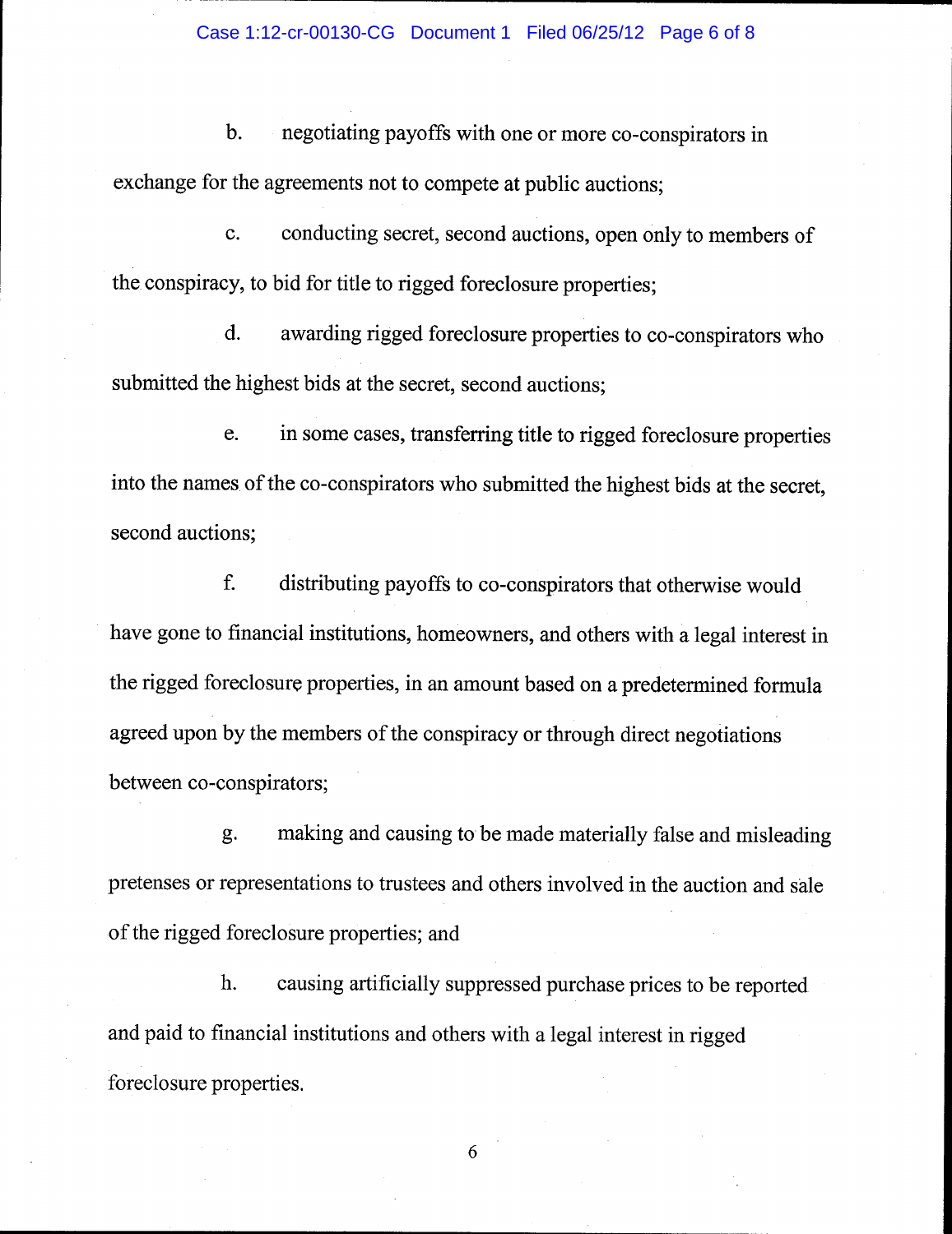b. negotiating payoffs with one or more co-conspirators in exchange for the agreements not to compete at public auctions;

c. conducting secret, second auctions, open only to members of the conspiracy, to bid for title to rigged foreclosure properties;

d. awarding rigged foreclosure properties to co-conspirators who submitted the highest bids at the secret, second auctions;

e. in some cases, transferring title to rigged foreclosure properties into the names of the co-conspirators who submitted the highest bids at the secret, second auctions;

f. distributing payoffs to co-conspirators that otherwise would have gone to financial institutions, homeowners, and others with a legal interest in the rigged foreclosure properties, in an amount based on a predetermined formula agreed upon by the members of the conspiracy or through direct negotiations between co-conspirators;

g. making and causing to be made materially false and misleading pretenses or representations to trustees and others involved in the auction and sale of the rigged foreclosure properties; and

h. causing artificially suppressed purchase prices to be reported and paid to financial institutions and others with a legal interest in rigged foreclosure properties.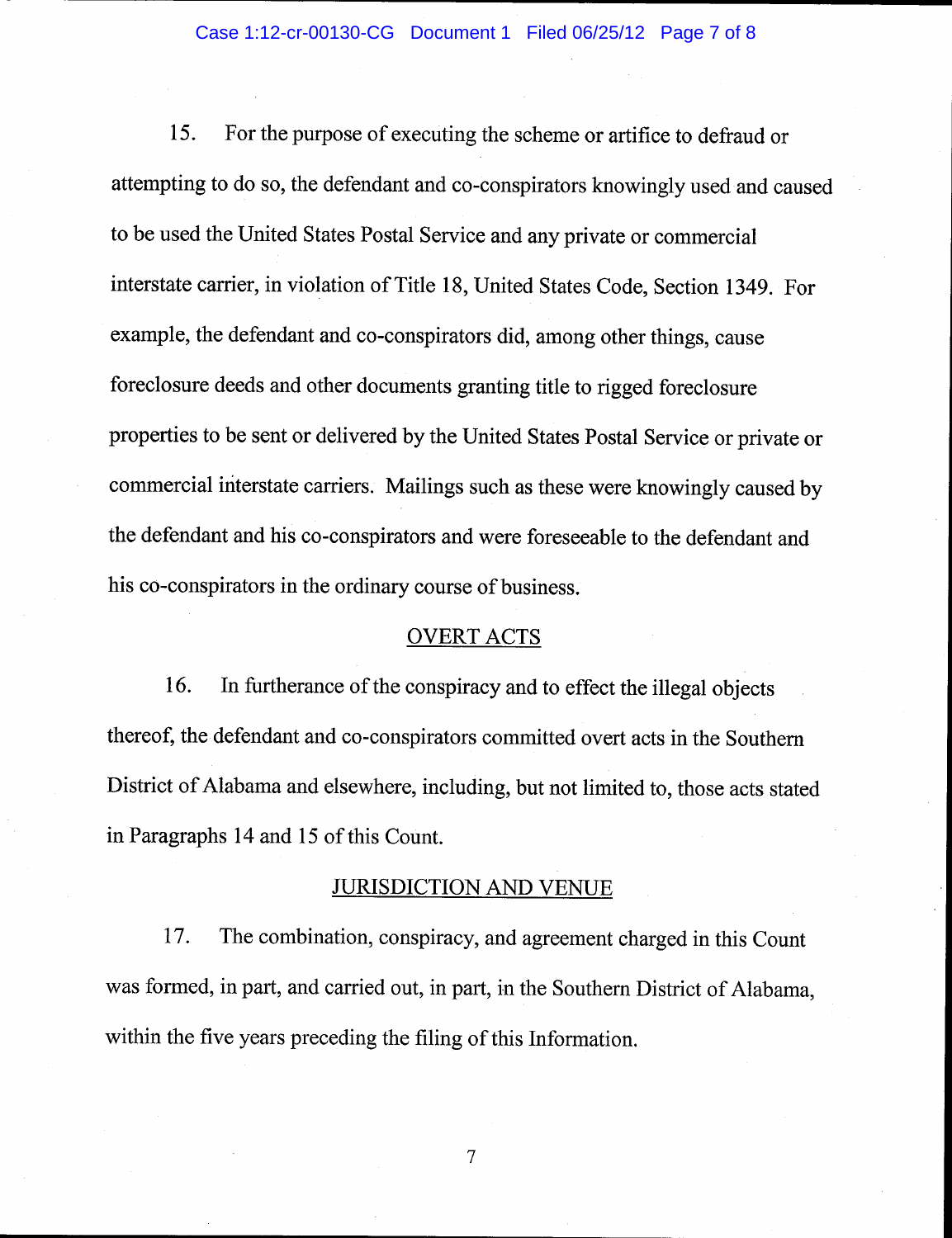15. For the purpose of executing the scheme or artifice to defraud or attempting to do so, the defendant and co-conspirators knowingly used and caused to be used the United States Postal Service and any private or commercial interstate carrier, in violation of Title 18, United States Code, Section 1349. For example, the defendant and co-conspirators did, among other things, cause foreclosure deeds and other documents granting title to rigged foreclosure properties to be sent or delivered by the United States Postal Service or private or commercial interstate carriers. Mailings such as these were knowingly caused by the defendant and his co-conspirators and were foreseeable to the defendant and his co-conspirators in the ordinary course of business.

## OVERT ACTS

16. In furtherance of the conspiracy and to effect the illegal objects thereof, the defendant and co-conspirators committed overt acts in the Southern District of Alabama and elsewhere, including, but not limited to, those acts stated in Paragraphs 14 and 15 of this Count.

## JURISDICTION AND VENUE

17. The combination, conspiracy, and agreement charged in this Count was formed, in part, and carried out, in part, in the Southern District of Alabama, within the five years preceding the filing of this Information.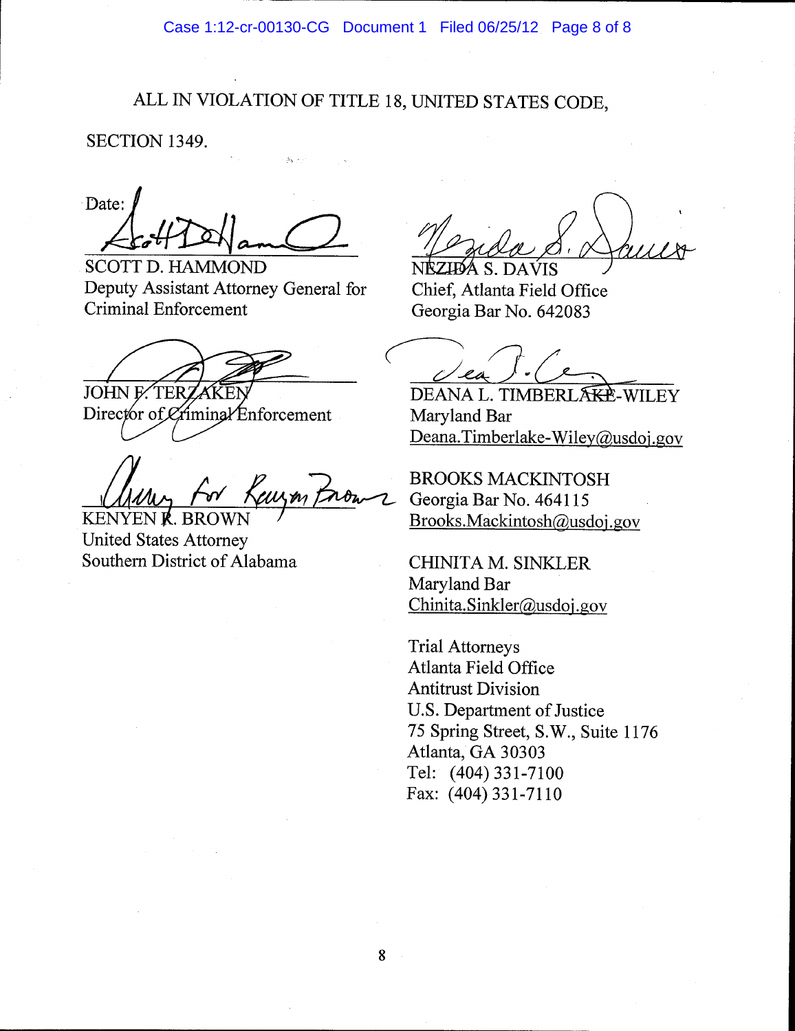ALL IN VIOLATION OF TITLE 18, UNITED STATES CODE,

SECTION 1349.

Date:

SCOTT D. HAMMOND
Deputy Assistant Attorney General for
Criminal Enforcement

JOHN F. TERZAKEN
Director of Criminal Enforcement

KENYEN R. BROWN
United States Attorney
Southern District of Alabama

NEZIDA S. DAVIS
Chief, Atlanta Field Office
Georgia Bar No. 642083

DEANA L. TIMBERLAKE-WILEY
Maryland Bar
Deana.Timberlake-Wiley@usdoj.gov

BROOKS MACKINTOSH
Georgia Bar No. 464115
Brooks.Mackintosh@usdoj.gov

CHINITA M. SINKLER
Maryland Bar
Chinita.Sinkler@usdoj.gov

Trial Attorneys
Atlanta Field Office
Antitrust Division
U.S. Department of Justice
75 Spring Street, S.W., Suite 1176
Atlanta, GA 30303
Tel: (404) 331-7100
Fax: (404) 331-7110